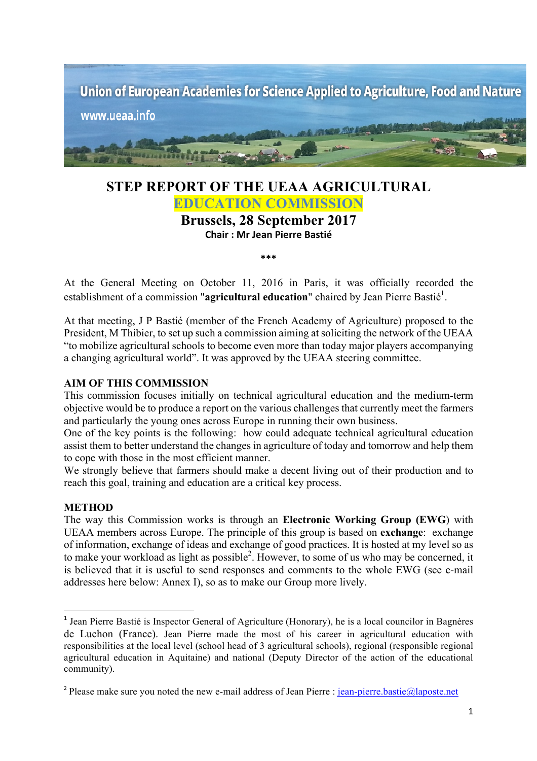Union of European Academies for Science Applied to Agriculture, Food and Nature

www.ueaa.info

# STEP REPORT OF THE UEAA AGRICULTURAL EDUCATION COMMISSION

## Brussels, 28 September 2017

**Chair : Mr Jean Pierre Bastié**

***

At the General Meeting on October 11, 2016 in Paris, it was officially recorded the establishment of a commission "**agricultural education**" chaired by Jean Pierre Bastié[1].

At that meeting, J P Bastié (member of the French Academy of Agriculture) proposed to the President, M Thibier, to set up such a commission aiming at soliciting the network of the UEAA "to mobilize agricultural schools to become even more than today major players accompanying a changing agricultural world". It was approved by the UEAA steering committee.

### AIM OF THIS COMMISSION

This commission focuses initially on technical agricultural education and the medium-term objective would be to produce a report on the various challenges that currently meet the farmers and particularly the young ones across Europe in running their own business.

One of the key points is the following: how could adequate technical agricultural education assist them to better understand the changes in agriculture of today and tomorrow and help them to cope with those in the most efficient manner.

We strongly believe that farmers should make a decent living out of their production and to reach this goal, training and education are a critical key process.

### METHOD

The way this Commission works is through an **Electronic Working Group (EWG)** with UEAA members across Europe. The principle of this group is based on **exchange**: exchange of information, exchange of ideas and exchange of good practices. It is hosted at my level so as to make your workload as light as possible[2]. However, to some of us who may be concerned, it is believed that it is useful to send responses and comments to the whole EWG (see e-mail addresses here below: Annex I), so as to make our Group more lively.

---

[1] Jean Pierre Bastié is Inspector General of Agriculture (Honorary), he is a local councilor in Bagnères de Luchon (France). Jean Pierre made the most of his career in agricultural education with responsibilities at the local level (school head of 3 agricultural schools), regional (responsible regional agricultural education in Aquitaine) and national (Deputy Director of the action of the educational community).

[2] Please make sure you noted the new e-mail address of Jean Pierre : jean-pierre.bastie@laposte.net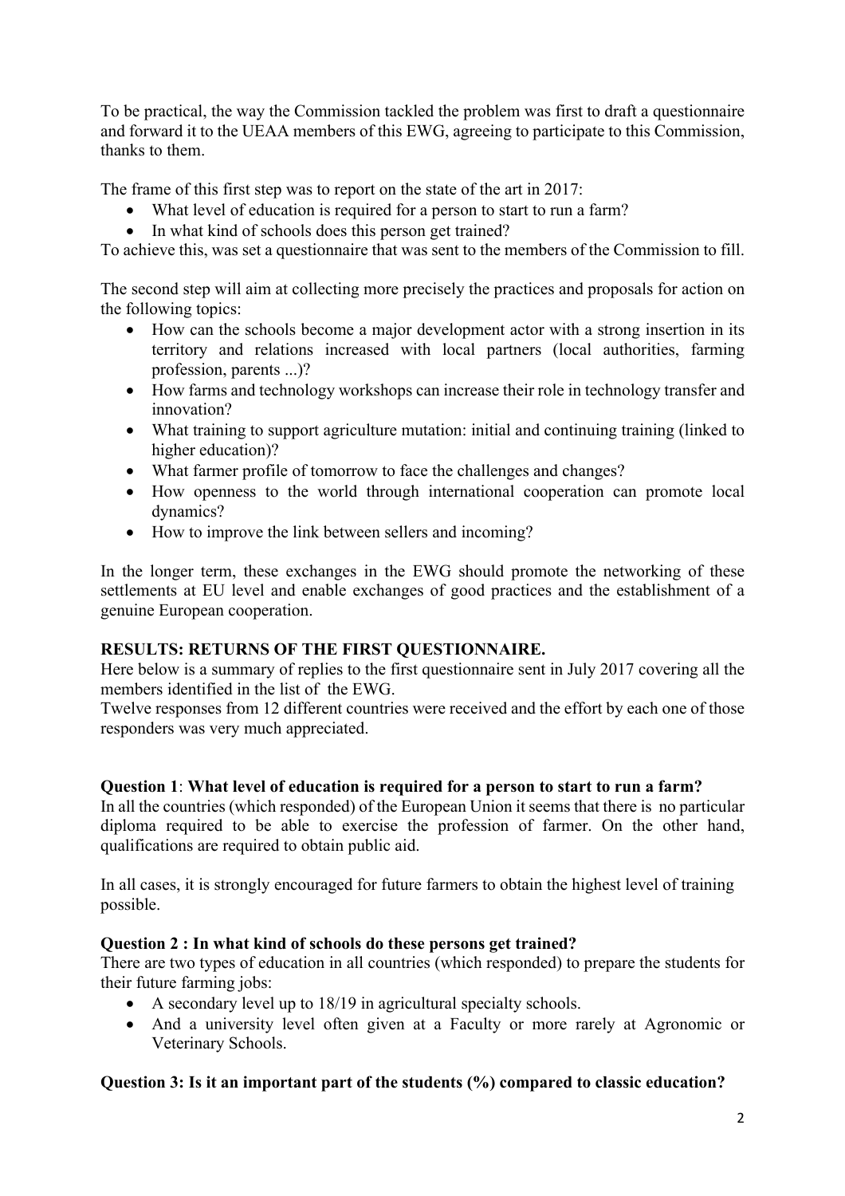To be practical, the way the Commission tackled the problem was first to draft a questionnaire and forward it to the UEAA members of this EWG, agreeing to participate to this Commission, thanks to them.

The frame of this first step was to report on the state of the art in 2017:

- What level of education is required for a person to start to run a farm?
- In what kind of schools does this person get trained?

To achieve this, was set a questionnaire that was sent to the members of the Commission to fill.

The second step will aim at collecting more precisely the practices and proposals for action on the following topics:

- How can the schools become a major development actor with a strong insertion in its territory and relations increased with local partners (local authorities, farming profession, parents ...)?
- How farms and technology workshops can increase their role in technology transfer and innovation?
- What training to support agriculture mutation: initial and continuing training (linked to higher education)?
- What farmer profile of tomorrow to face the challenges and changes?
- How openness to the world through international cooperation can promote local dynamics?
- How to improve the link between sellers and incoming?

In the longer term, these exchanges in the EWG should promote the networking of these settlements at EU level and enable exchanges of good practices and the establishment of a genuine European cooperation.

**RESULTS: RETURNS OF THE FIRST QUESTIONNAIRE.**

Here below is a summary of replies to the first questionnaire sent in July 2017 covering all the members identified in the list of the EWG.

Twelve responses from 12 different countries were received and the effort by each one of those responders was very much appreciated.

**Question 1**: **What level of education is required for a person to start to run a farm?**

In all the countries (which responded) of the European Union it seems that there is no particular diploma required to be able to exercise the profession of farmer. On the other hand, qualifications are required to obtain public aid.

In all cases, it is strongly encouraged for future farmers to obtain the highest level of training possible.

**Question 2 : In what kind of schools do these persons get trained?**

There are two types of education in all countries (which responded) to prepare the students for their future farming jobs:

- A secondary level up to 18/19 in agricultural specialty schools.
- And a university level often given at a Faculty or more rarely at Agronomic or Veterinary Schools.

**Question 3: Is it an important part of the students (%) compared to classic education?**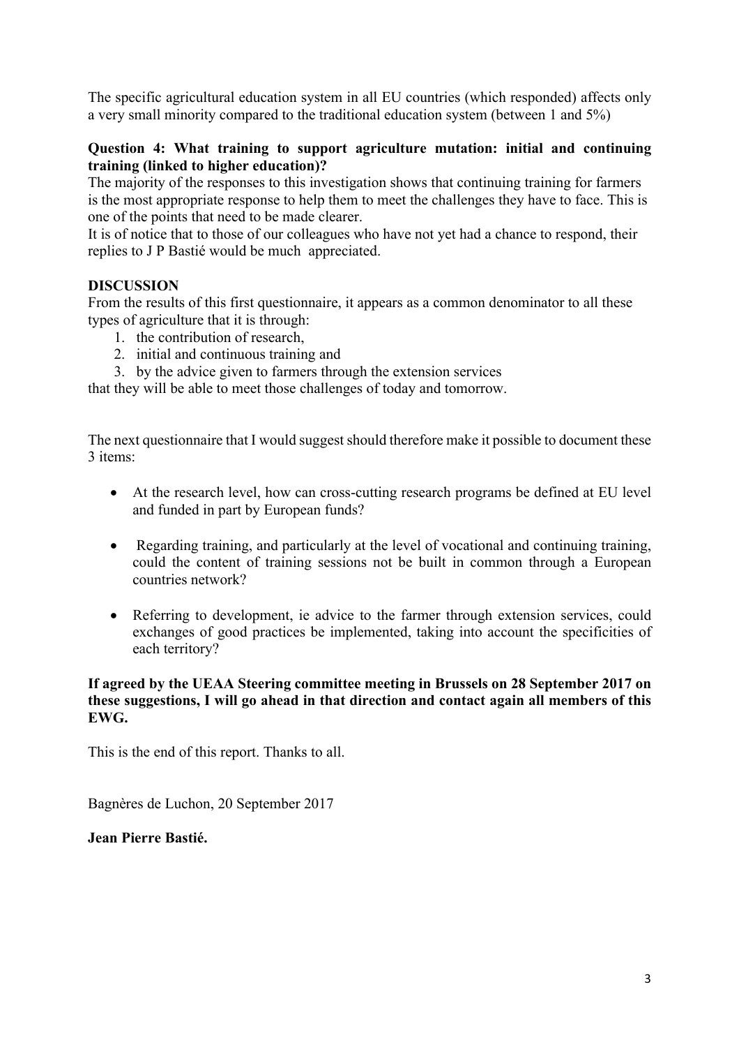The specific agricultural education system in all EU countries (which responded) affects only a very small minority compared to the traditional education system (between 1 and 5%)

**Question 4: What training to support agriculture mutation: initial and continuing training (linked to higher education)?**

The majority of the responses to this investigation shows that continuing training for farmers is the most appropriate response to help them to meet the challenges they have to face. This is one of the points that need to be made clearer.

It is of notice that to those of our colleagues who have not yet had a chance to respond, their replies to J P Bastié would be much appreciated.

**DISCUSSION**

From the results of this first questionnaire, it appears as a common denominator to all these types of agriculture that it is through:

1. the contribution of research,
2. initial and continuous training and
3. by the advice given to farmers through the extension services

that they will be able to meet those challenges of today and tomorrow.

The next questionnaire that I would suggest should therefore make it possible to document these 3 items:

- At the research level, how can cross-cutting research programs be defined at EU level and funded in part by European funds?
- Regarding training, and particularly at the level of vocational and continuing training, could the content of training sessions not be built in common through a European countries network?
- Referring to development, ie advice to the farmer through extension services, could exchanges of good practices be implemented, taking into account the specificities of each territory?

**If agreed by the UEAA Steering committee meeting in Brussels on 28 September 2017 on these suggestions, I will go ahead in that direction and contact again all members of this EWG.**

This is the end of this report. Thanks to all.

Bagnères de Luchon, 20 September 2017

**Jean Pierre Bastié.**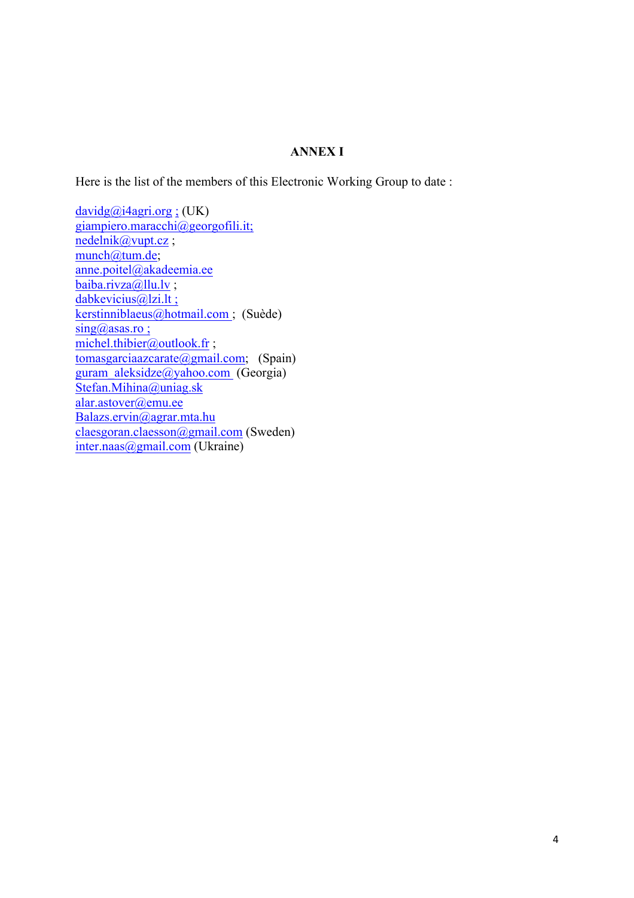## ANNEX I

Here is the list of the members of this Electronic Working Group to date :

davidg@i4agri.org ; (UK)
giampiero.maracchi@georgofili.it;
nedelnik@vupt.cz ;
munch@tum.de;
anne.poitel@akadeemia.ee
baiba.rivza@llu.lv ;
dabkevicius@lzi.lt ;
kerstinniblaeus@hotmail.com ; (Suède)
sing@asas.ro ;
michel.thibier@outlook.fr ;
tomasgarciaazcarate@gmail.com; (Spain)
guram_aleksidze@yahoo.com (Georgia)
Stefan.Mihina@uniag.sk
alar.astover@emu.ee
Balazs.ervin@agrar.mta.hu
claesgoran.claesson@gmail.com (Sweden)
inter.naas@gmail.com (Ukraine)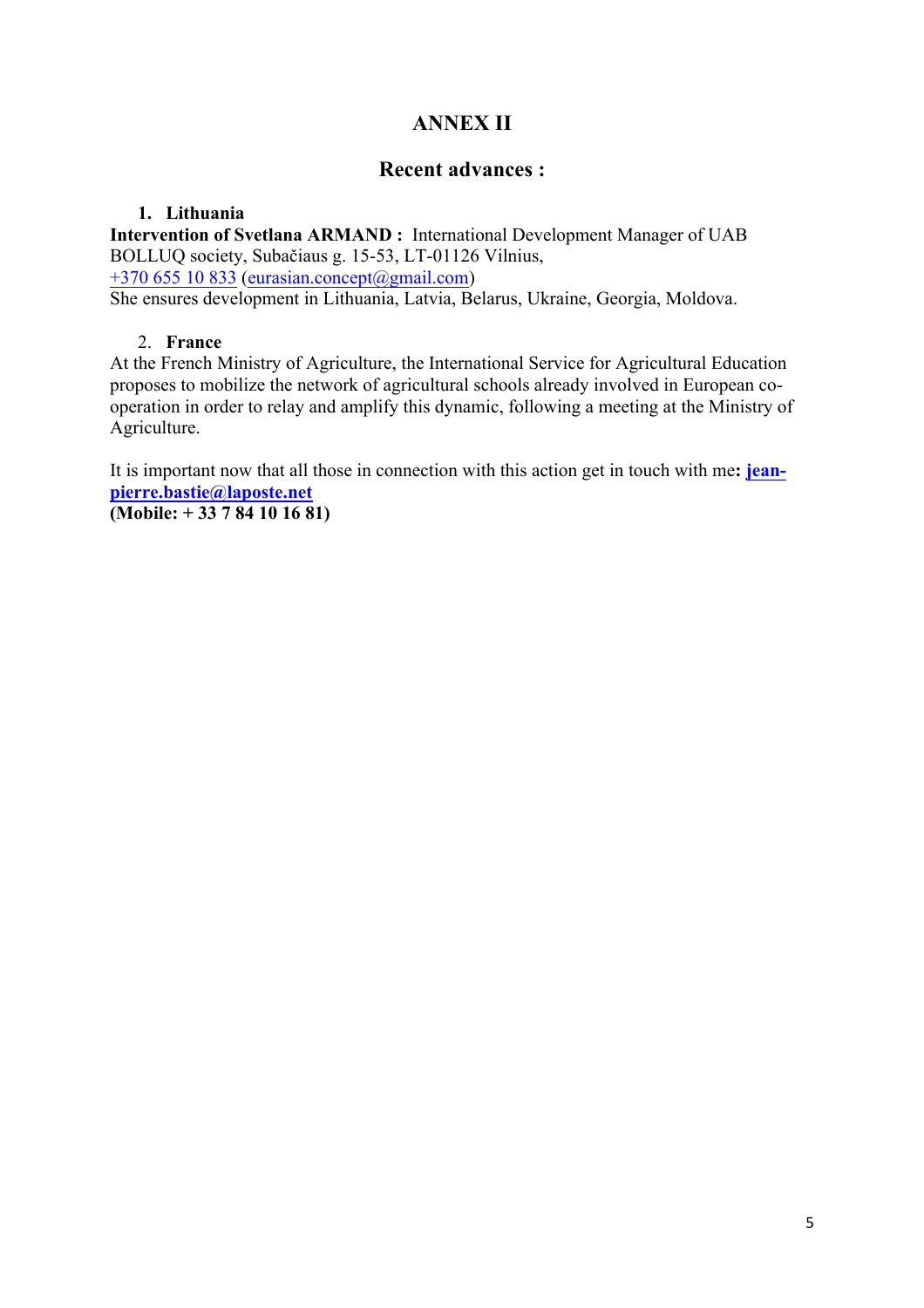# ANNEX II

## Recent advances :

1. **Lithuania**

**Intervention of Svetlana ARMAND :** International Development Manager of UAB BOLLUQ society, Subačiaus g. 15-53, LT-01126 Vilnius, +370 655 10 833 (eurasian.concept@gmail.com)
She ensures development in Lithuania, Latvia, Belarus, Ukraine, Georgia, Moldova.

2. **France**

At the French Ministry of Agriculture, the International Service for Agricultural Education proposes to mobilize the network of agricultural schools already involved in European co-operation in order to relay and amplify this dynamic, following a meeting at the Ministry of Agriculture.

It is important now that all those in connection with this action get in touch with me**: jean-pierre.bastie@laposte.net**
**(Mobile: + 33 7 84 10 16 81)**